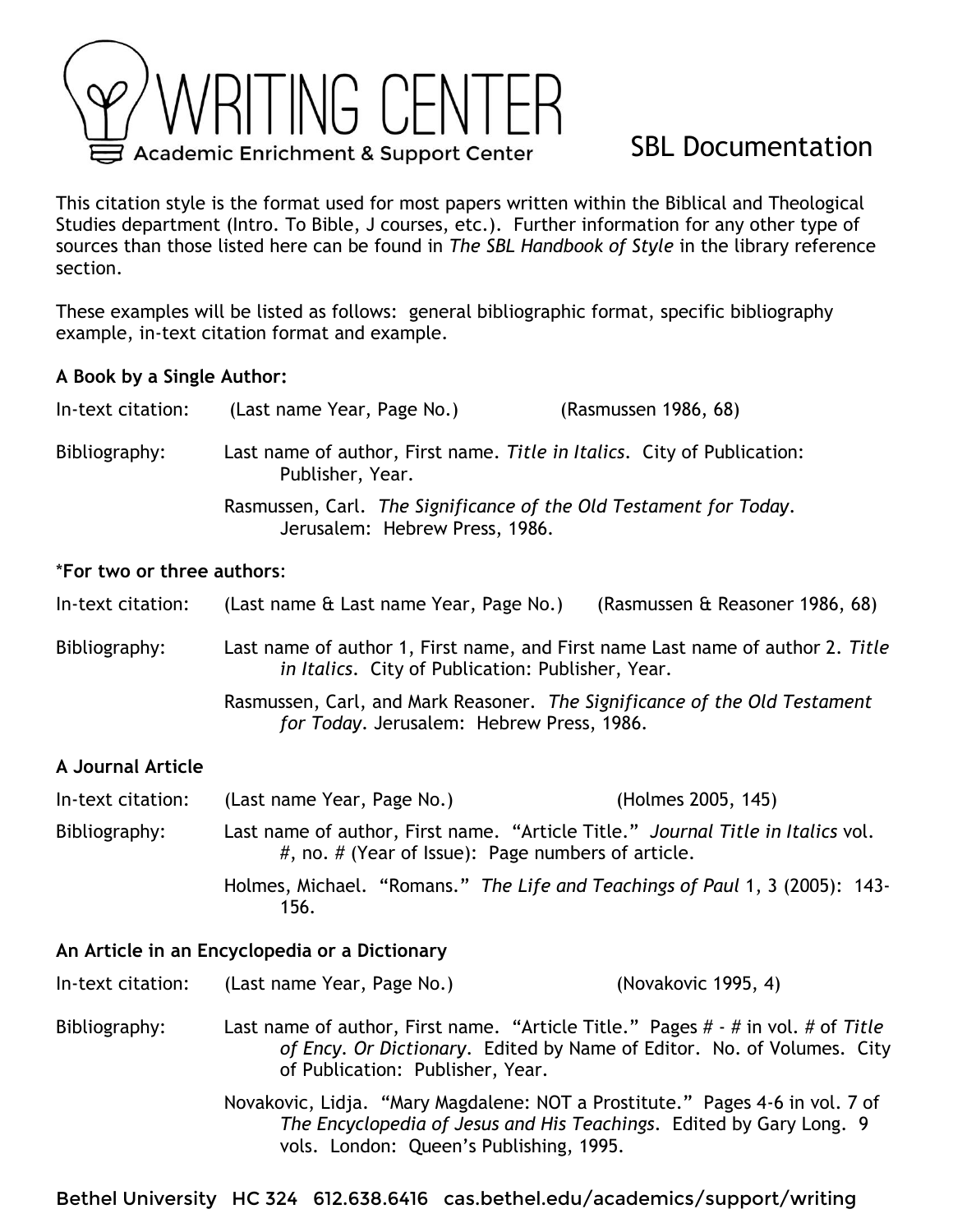# WRITING CENTER

Academic Enrichment & Support Center

## SBL Documentation

This citation style is the format used for most papers written within the Biblical and Theological Studies department (Intro. To Bible, J courses, etc.). Further information for any other type of sources than those listed here can be found in *The SBL Handbook of Style* in the library reference section.

These examples will be listed as follows: general bibliographic format, specific bibliography example, in-text citation format and example.

**A Book by a Single Author:**

In-text citation: (Last name Year, Page No.) (Rasmussen 1986, 68)

Bibliography: Last name of author, First name. *Title in Italics*. City of Publication: Publisher, Year.

Rasmussen, Carl. *The Significance of the Old Testament for Today*. Jerusalem: Hebrew Press, 1986.

*__For two or three authors__:

In-text citation: (Last name & Last name Year, Page No.) (Rasmussen & Reasoner 1986, 68)

Bibliography: Last name of author 1, First name, and First name Last name of author 2. *Title in Italics*. City of Publication: Publisher, Year.

Rasmussen, Carl, and Mark Reasoner. *The Significance of the Old Testament for Today*. Jerusalem: Hebrew Press, 1986.

**A Journal Article**

In-text citation: (Last name Year, Page No.) (Holmes 2005, 145)

Bibliography: Last name of author, First name. "Article Title." *Journal Title in Italics* vol. #, no. # (Year of Issue): Page numbers of article.

Holmes, Michael. "Romans." *The Life and Teachings of Paul* 1, 3 (2005): 143-156.

**An Article in an Encyclopedia or a Dictionary**

In-text citation: (Last name Year, Page No.) (Novakovic 1995, 4)

Bibliography: Last name of author, First name. "Article Title." Pages # - # in vol. # of *Title of Ency. Or Dictionary*. Edited by Name of Editor. No. of Volumes. City of Publication: Publisher, Year.

Novakovic, Lidja. "Mary Magdalene: NOT a Prostitute." Pages 4-6 in vol. 7 of *The Encyclopedia of Jesus and His Teachings*. Edited by Gary Long. 9 vols. London: Queen's Publishing, 1995.

Bethel University HC 324 612.638.6416 cas.bethel.edu/academics/support/writing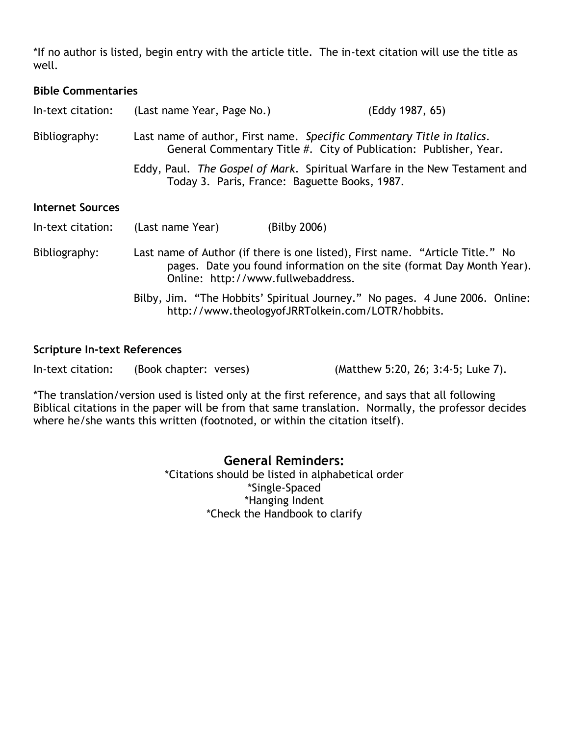*If no author is listed, begin entry with the article title. The in-text citation will use the title as well.

**Bible Commentaries**

In-text citation: (Last name Year, Page No.) (Eddy 1987, 65)

Bibliography: Last name of author, First name. *Specific Commentary Title in Italics*. General Commentary Title #. City of Publication: Publisher, Year.

Eddy, Paul. *The Gospel of Mark*. Spiritual Warfare in the New Testament and Today 3. Paris, France: Baguette Books, 1987.

**Internet Sources**

In-text citation: (Last name Year) (Bilby 2006)

Bibliography: Last name of Author (if there is one listed), First name. "Article Title." No pages. Date you found information on the site (format Day Month Year). Online: http://www.fullwebaddress.

Bilby, Jim. "The Hobbits' Spiritual Journey." No pages. 4 June 2006. Online: http://www.theologyofJRRTolkein.com/LOTR/hobbits.

**Scripture In-text References**

In-text citation: (Book chapter: verses) (Matthew 5:20, 26; 3:4-5; Luke 7).

*The translation/version used is listed only at the first reference, and says that all following Biblical citations in the paper will be from that same translation. Normally, the professor decides where he/she wants this written (footnoted, or within the citation itself).

## General Reminders:

*Citations should be listed in alphabetical order
*Single-Spaced
*Hanging Indent
*Check the Handbook to clarify